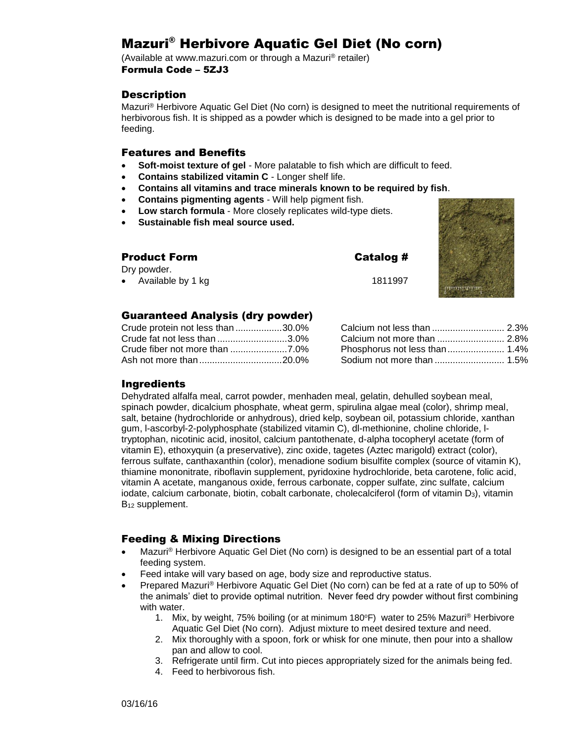# Mazuri® Herbivore Aquatic Gel Diet (No corn)

(Available at www.mazuri.com or through a Mazuri® retailer)

**Formula Code – 5ZJ3**

## Description

Mazuri® Herbivore Aquatic Gel Diet (No corn) is designed to meet the nutritional requirements of herbivorous fish. It is shipped as a powder which is designed to be made into a gel prior to feeding.

## Features and Benefits

- **Soft-moist texture of gel** - More palatable to fish which are difficult to feed.
- **Contains stabilized vitamin C** - Longer shelf life.
- **Contains all vitamins and trace minerals known to be required by fish**.
- **Contains pigmenting agents** - Will help pigment fish.
- **Low starch formula** - More closely replicates wild-type diets.
- **Sustainable fish meal source used.**

## Product Form

| Product Form | Catalog # |
|---|---|
| Dry powder. | |
| • Available by 1 kg | 1811997 |

## Guaranteed Analysis (dry powder)

| | | | |
|---|---|---|---|
| Crude protein not less than | 30.0% | Calcium not less than | 2.3% |
| Crude fat not less than | 3.0% | Calcium not more than | 2.8% |
| Crude fiber not more than | 7.0% | Phosphorus not less than | 1.4% |
| Ash not more than | 20.0% | Sodium not more than | 1.5% |

## Ingredients

Dehydrated alfalfa meal, carrot powder, menhaden meal, gelatin, dehulled soybean meal, spinach powder, dicalcium phosphate, wheat germ, spirulina algae meal (color), shrimp meal, salt, betaine (hydrochloride or anhydrous), dried kelp, soybean oil, potassium chloride, xanthan gum, l-ascorbyl-2-polyphosphate (stabilized vitamin C), dl-methionine, choline chloride, l-tryptophan, nicotinic acid, inositol, calcium pantothenate, d-alpha tocopheryl acetate (form of vitamin E), ethoxyquin (a preservative), zinc oxide, tagetes (Aztec marigold) extract (color), ferrous sulfate, canthaxanthin (color), menadione sodium bisulfite complex (source of vitamin K), thiamine mononitrate, riboflavin supplement, pyridoxine hydrochloride, beta carotene, folic acid, vitamin A acetate, manganous oxide, ferrous carbonate, copper sulfate, zinc sulfate, calcium iodate, calcium carbonate, biotin, cobalt carbonate, cholecalciferol (form of vitamin $D_3$), vitamin $B_{12}$ supplement.

## Feeding & Mixing Directions

- Mazuri® Herbivore Aquatic Gel Diet (No corn) is designed to be an essential part of a total feeding system.
- Feed intake will vary based on age, body size and reproductive status.
- Prepared Mazuri® Herbivore Aquatic Gel Diet (No corn) can be fed at a rate of up to 50% of the animals' diet to provide optimal nutrition. Never feed dry powder without first combining with water.
    1. Mix, by weight, 75% boiling (or at minimum 180°F) water to 25% Mazuri® Herbivore Aquatic Gel Diet (No corn). Adjust mixture to meet desired texture and need.
    2. Mix thoroughly with a spoon, fork or whisk for one minute, then pour into a shallow pan and allow to cool.
    3. Refrigerate until firm. Cut into pieces appropriately sized for the animals being fed.
    4. Feed to herbivorous fish.

03/16/16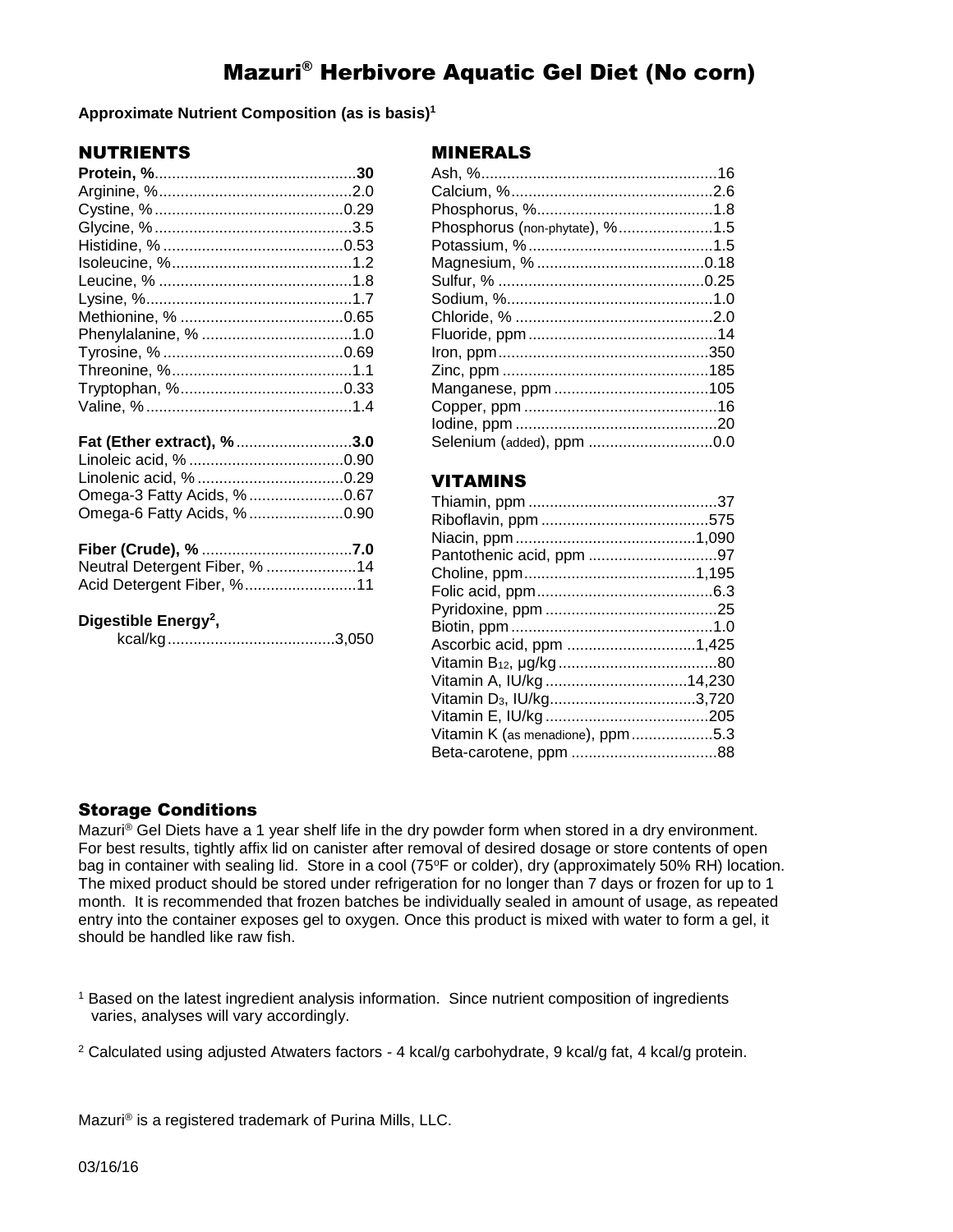# Mazuri® Herbivore Aquatic Gel Diet (No corn)

**Approximate Nutrient Composition (as is basis)[1]**

## NUTRIENTS

| | |
|---|---|
| **Protein, %** | **30** |
| Arginine, % | 2.0 |
| Cystine, % | 0.29 |
| Glycine, % | 3.5 |
| Histidine, % | 0.53 |
| Isoleucine, % | 1.2 |
| Leucine, % | 1.8 |
| Lysine, % | 1.7 |
| Methionine, % | 0.65 |
| Phenylalanine, % | 1.0 |
| Tyrosine, % | 0.69 |
| Threonine, % | 1.1 |
| Tryptophan, % | 0.33 |
| Valine, % | 1.4 |
| **Fat (Ether extract), %** | **3.0** |
| Linoleic acid, % | 0.90 |
| Linolenic acid, % | 0.29 |
| Omega-3 Fatty Acids, % | 0.67 |
| Omega-6 Fatty Acids, % | 0.90 |
| **Fiber (Crude), %** | **7.0** |
| Neutral Detergent Fiber, % | 14 |
| Acid Detergent Fiber, % | 11 |
| **Digestible Energy[2],** kcal/kg | 3,050 |

## MINERALS

| | |
|---|---|
| Ash, % | 16 |
| Calcium, % | 2.6 |
| Phosphorus, % | 1.8 |
| Phosphorus (non-phytate), % | 1.5 |
| Potassium, % | 1.5 |
| Magnesium, % | 0.18 |
| Sulfur, % | 0.25 |
| Sodium, % | 1.0 |
| Chloride, % | 2.0 |
| Fluoride, ppm | 14 |
| Iron, ppm | 350 |
| Zinc, ppm | 185 |
| Manganese, ppm | 105 |
| Copper, ppm | 16 |
| Iodine, ppm | 20 |
| Selenium (added), ppm | 0.0 |

## VITAMINS

| | |
|---|---|
| Thiamin, ppm | 37 |
| Riboflavin, ppm | 575 |
| Niacin, ppm | 1,090 |
| Pantothenic acid, ppm | 97 |
| Choline, ppm | 1,195 |
| Folic acid, ppm | 6.3 |
| Pyridoxine, ppm | 25 |
| Biotin, ppm | 1.0 |
| Ascorbic acid, ppm | 1,425 |
| Vitamin $B_{12}$, µg/kg | 80 |
| Vitamin A, IU/kg | 14,230 |
| Vitamin $D_3$, IU/kg | 3,720 |
| Vitamin E, IU/kg | 205 |
| Vitamin K (as menadione), ppm | 5.3 |
| Beta-carotene, ppm | 88 |

## Storage Conditions

Mazuri® Gel Diets have a 1 year shelf life in the dry powder form when stored in a dry environment. For best results, tightly affix lid on canister after removal of desired dosage or store contents of open bag in container with sealing lid. Store in a cool (75°F or colder), dry (approximately 50% RH) location. The mixed product should be stored under refrigeration for no longer than 7 days or frozen for up to 1 month. It is recommended that frozen batches be individually sealed in amount of usage, as repeated entry into the container exposes gel to oxygen. Once this product is mixed with water to form a gel, it should be handled like raw fish.

[1] Based on the latest ingredient analysis information. Since nutrient composition of ingredients varies, analyses will vary accordingly.

[2] Calculated using adjusted Atwaters factors - 4 kcal/g carbohydrate, 9 kcal/g fat, 4 kcal/g protein.

Mazuri® is a registered trademark of Purina Mills, LLC.

03/16/16